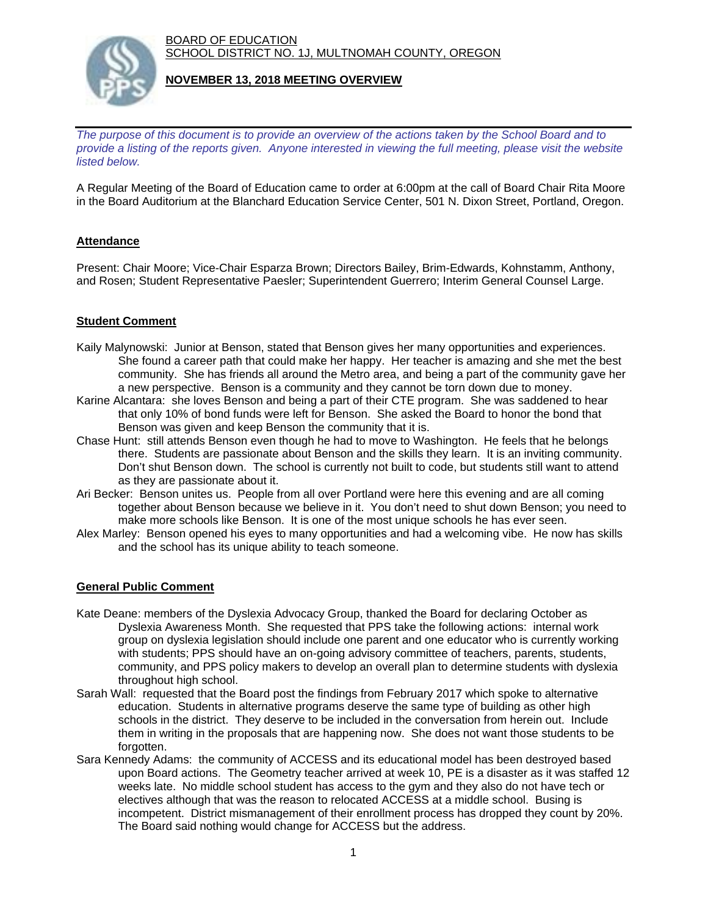BOARD OF EDUCATION
SCHOOL DISTRICT NO. 1J, MULTNOMAH COUNTY, OREGON

**NOVEMBER 13, 2018 MEETING OVERVIEW**

*The purpose of this document is to provide an overview of the actions taken by the School Board and to provide a listing of the reports given. Anyone interested in viewing the full meeting, please visit the website listed below.*

A Regular Meeting of the Board of Education came to order at 6:00pm at the call of Board Chair Rita Moore in the Board Auditorium at the Blanchard Education Service Center, 501 N. Dixon Street, Portland, Oregon.

## Attendance

Present: Chair Moore; Vice-Chair Esparza Brown; Directors Bailey, Brim-Edwards, Kohnstamm, Anthony, and Rosen; Student Representative Paesler; Superintendent Guerrero; Interim General Counsel Large.

## Student Comment

Kaily Malynowski: Junior at Benson, stated that Benson gives her many opportunities and experiences. She found a career path that could make her happy. Her teacher is amazing and she met the best community. She has friends all around the Metro area, and being a part of the community gave her a new perspective. Benson is a community and they cannot be torn down due to money.

Karine Alcantara: she loves Benson and being a part of their CTE program. She was saddened to hear that only 10% of bond funds were left for Benson. She asked the Board to honor the bond that Benson was given and keep Benson the community that it is.

Chase Hunt: still attends Benson even though he had to move to Washington. He feels that he belongs there. Students are passionate about Benson and the skills they learn. It is an inviting community. Don't shut Benson down. The school is currently not built to code, but students still want to attend as they are passionate about it.

Ari Becker: Benson unites us. People from all over Portland were here this evening and are all coming together about Benson because we believe in it. You don't need to shut down Benson; you need to make more schools like Benson. It is one of the most unique schools he has ever seen.

Alex Marley: Benson opened his eyes to many opportunities and had a welcoming vibe. He now has skills and the school has its unique ability to teach someone.

## General Public Comment

Kate Deane: members of the Dyslexia Advocacy Group, thanked the Board for declaring October as Dyslexia Awareness Month. She requested that PPS take the following actions: internal work group on dyslexia legislation should include one parent and one educator who is currently working with students; PPS should have an on-going advisory committee of teachers, parents, students, community, and PPS policy makers to develop an overall plan to determine students with dyslexia throughout high school.

Sarah Wall: requested that the Board post the findings from February 2017 which spoke to alternative education. Students in alternative programs deserve the same type of building as other high schools in the district. They deserve to be included in the conversation from herein out. Include them in writing in the proposals that are happening now. She does not want those students to be forgotten.

Sara Kennedy Adams: the community of ACCESS and its educational model has been destroyed based upon Board actions. The Geometry teacher arrived at week 10, PE is a disaster as it was staffed 12 weeks late. No middle school student has access to the gym and they also do not have tech or electives although that was the reason to relocated ACCESS at a middle school. Busing is incompetent. District mismanagement of their enrollment process has dropped they count by 20%. The Board said nothing would change for ACCESS but the address.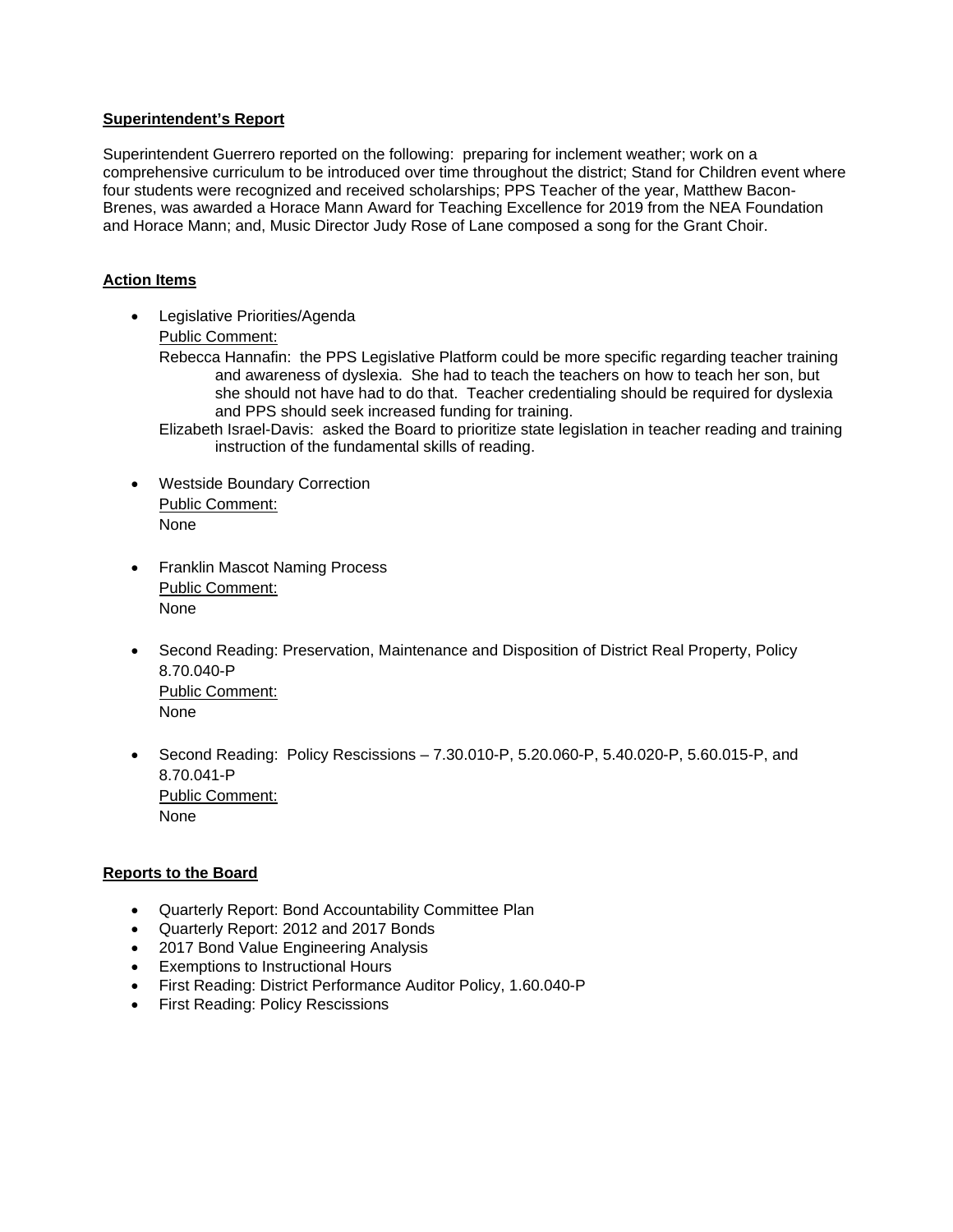**Superintendent's Report**

Superintendent Guerrero reported on the following: preparing for inclement weather; work on a comprehensive curriculum to be introduced over time throughout the district; Stand for Children event where four students were recognized and received scholarships; PPS Teacher of the year, Matthew Bacon-Brenes, was awarded a Horace Mann Award for Teaching Excellence for 2019 from the NEA Foundation and Horace Mann; and, Music Director Judy Rose of Lane composed a song for the Grant Choir.

**Action Items**

- Legislative Priorities/Agenda
  Public Comment:
  Rebecca Hannafin: the PPS Legislative Platform could be more specific regarding teacher training and awareness of dyslexia. She had to teach the teachers on how to teach her son, but she should not have had to do that. Teacher credentialing should be required for dyslexia and PPS should seek increased funding for training.
  Elizabeth Israel-Davis: asked the Board to prioritize state legislation in teacher reading and training instruction of the fundamental skills of reading.

- Westside Boundary Correction
  Public Comment:
  None

- Franklin Mascot Naming Process
  Public Comment:
  None

- Second Reading: Preservation, Maintenance and Disposition of District Real Property, Policy 8.70.040-P
  Public Comment:
  None

- Second Reading: Policy Rescissions – 7.30.010-P, 5.20.060-P, 5.40.020-P, 5.60.015-P, and 8.70.041-P
  Public Comment:
  None

**Reports to the Board**

- Quarterly Report: Bond Accountability Committee Plan
- Quarterly Report: 2012 and 2017 Bonds
- 2017 Bond Value Engineering Analysis
- Exemptions to Instructional Hours
- First Reading: District Performance Auditor Policy, 1.60.040-P
- First Reading: Policy Rescissions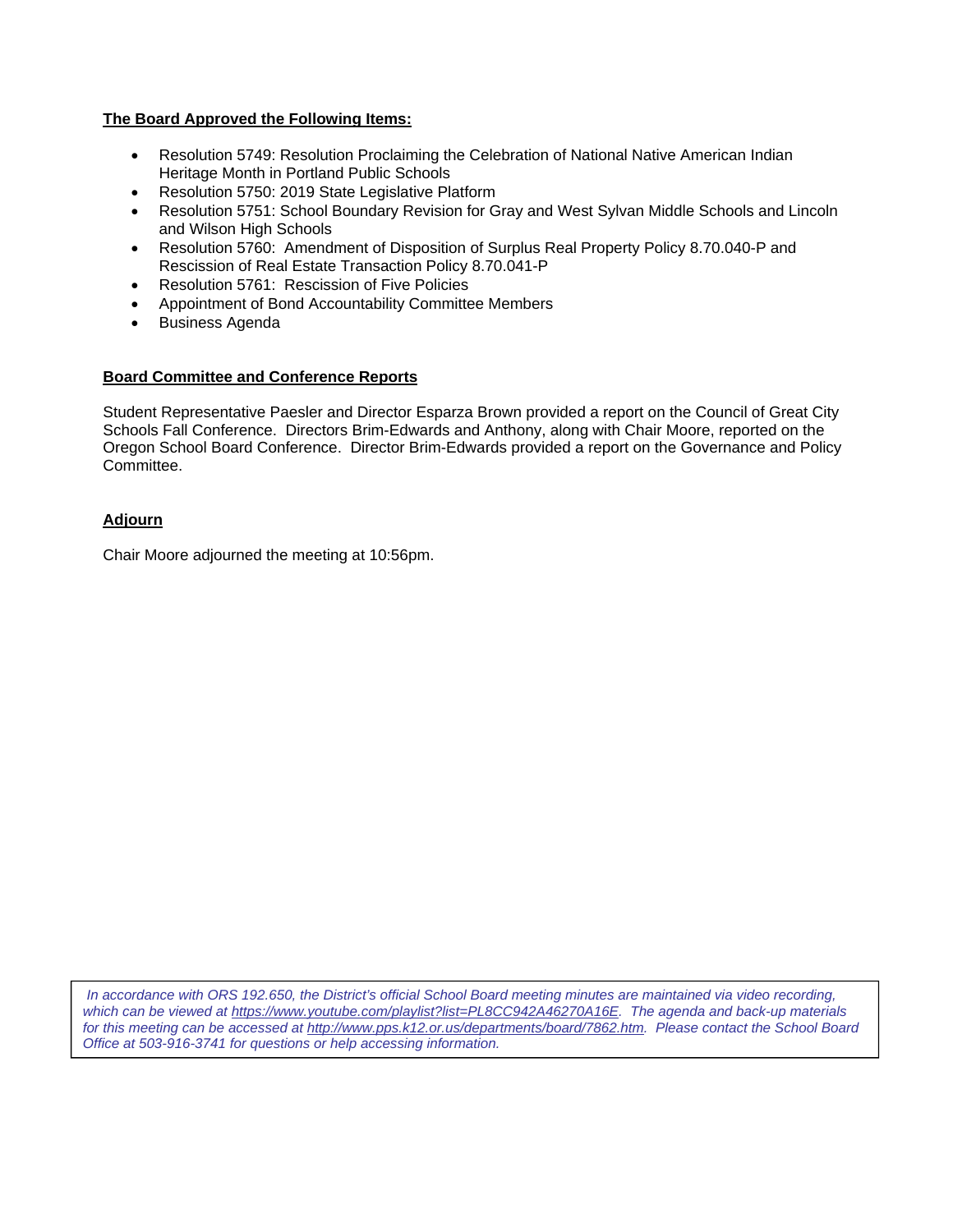**The Board Approved the Following Items:**

- Resolution 5749: Resolution Proclaiming the Celebration of National Native American Indian Heritage Month in Portland Public Schools
- Resolution 5750: 2019 State Legislative Platform
- Resolution 5751: School Boundary Revision for Gray and West Sylvan Middle Schools and Lincoln and Wilson High Schools
- Resolution 5760: Amendment of Disposition of Surplus Real Property Policy 8.70.040-P and Rescission of Real Estate Transaction Policy 8.70.041-P
- Resolution 5761: Rescission of Five Policies
- Appointment of Bond Accountability Committee Members
- Business Agenda

**Board Committee and Conference Reports**

Student Representative Paesler and Director Esparza Brown provided a report on the Council of Great City Schools Fall Conference. Directors Brim-Edwards and Anthony, along with Chair Moore, reported on the Oregon School Board Conference. Director Brim-Edwards provided a report on the Governance and Policy Committee.

**Adjourn**

Chair Moore adjourned the meeting at 10:56pm.

*In accordance with ORS 192.650, the District's official School Board meeting minutes are maintained via video recording, which can be viewed at https://www.youtube.com/playlist?list=PL8CC942A46270A16E. The agenda and back-up materials for this meeting can be accessed at http://www.pps.k12.or.us/departments/board/7862.htm. Please contact the School Board Office at 503-916-3741 for questions or help accessing information.*